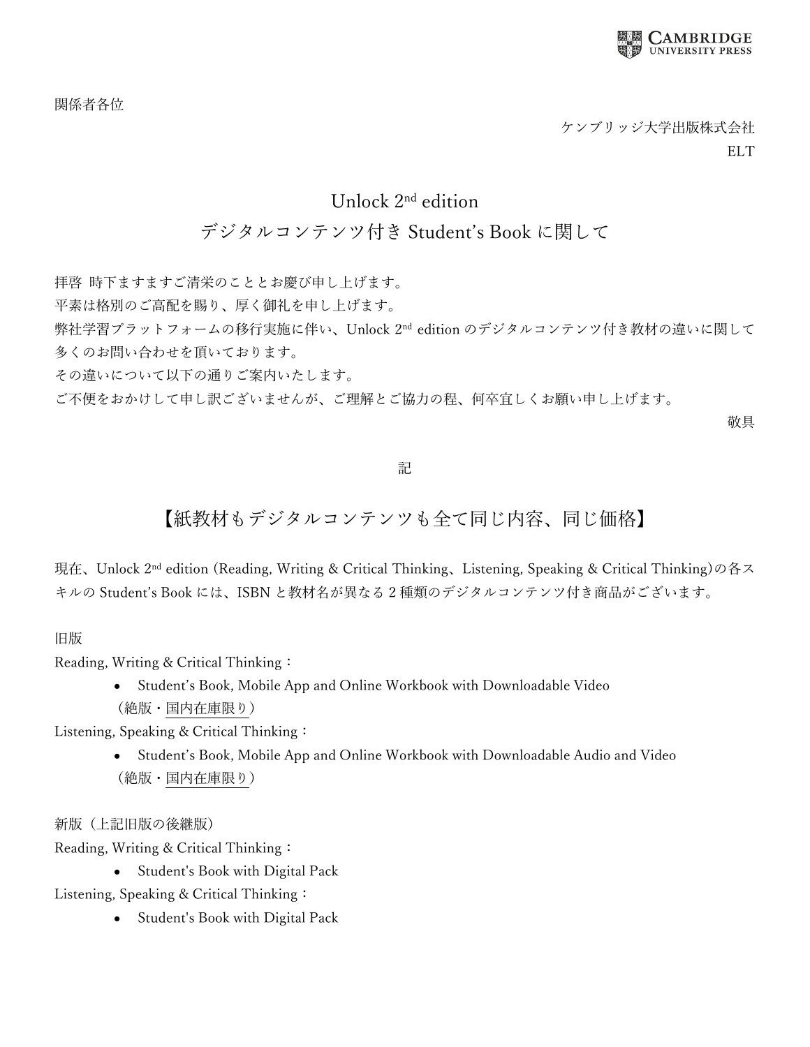関係者各位

ケンブリッジ大学出版株式会社
ELT

# Unlock 2nd edition
# デジタルコンテンツ付き Student's Book に関して

拝啓 時下ますますご清栄のこととお慶び申し上げます。
平素は格別のご高配を賜り、厚く御礼を申し上げます。
弊社学習プラットフォームの移行実施に伴い、Unlock 2nd edition のデジタルコンテンツ付き教材の違いに関して多くのお問い合わせを頂いております。
その違いについて以下の通りご案内いたします。
ご不便をおかけして申し訳ございませんが、ご理解とご協力の程、何卒宜しくお願い申し上げます。

敬具

記

## 【紙教材もデジタルコンテンツも全て同じ内容、同じ価格】

現在、Unlock 2nd edition (Reading, Writing & Critical Thinking、Listening, Speaking & Critical Thinking)の各スキルの Student's Book には、ISBN と教材名が異なる 2 種類のデジタルコンテンツ付き商品がございます。

旧版

Reading, Writing & Critical Thinking：

- Student's Book, Mobile App and Online Workbook with Downloadable Video
（絶版・国内在庫限り）

Listening, Speaking & Critical Thinking：

- Student's Book, Mobile App and Online Workbook with Downloadable Audio and Video
（絶版・国内在庫限り）

新版（上記旧版の後継版）

Reading, Writing & Critical Thinking：

- Student's Book with Digital Pack

Listening, Speaking & Critical Thinking：

- Student's Book with Digital Pack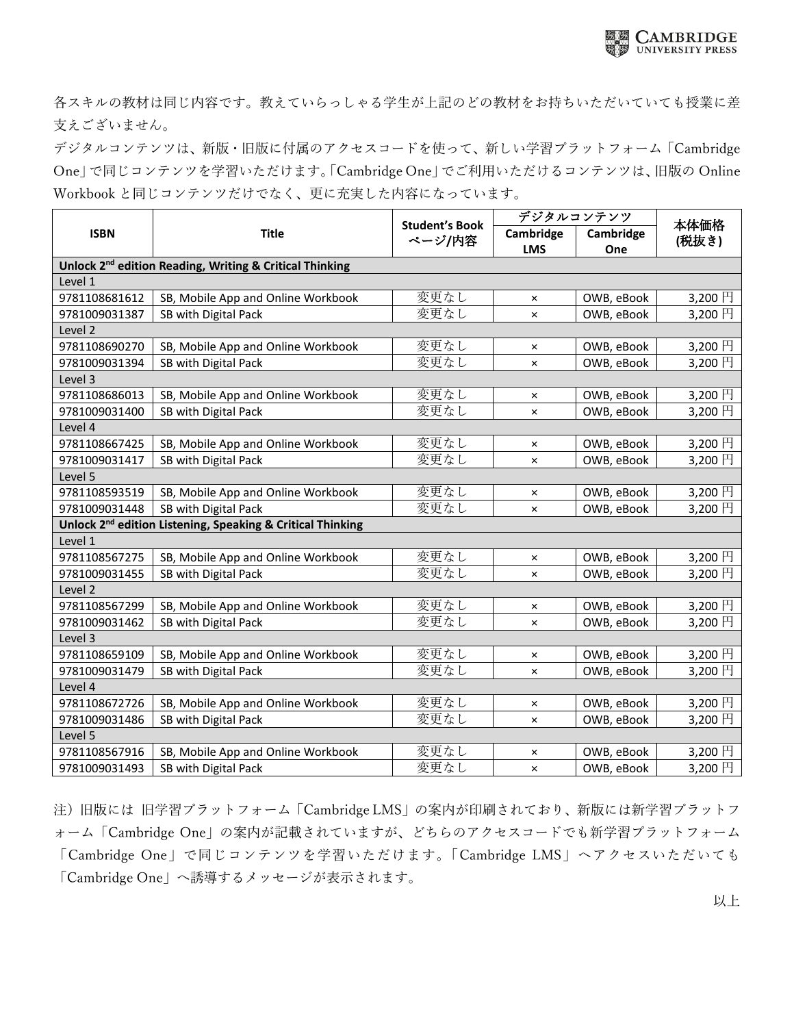各スキルの教材は同じ内容です。教えていらっしゃる学生が上記のどの教材をお持ちいただいていても授業に差支えございません。

デジタルコンテンツは、新版・旧版に付属のアクセスコードを使って、新しい学習プラットフォーム「Cambridge One」で同じコンテンツを学習いただけます。「Cambridge One」でご利用いただけるコンテンツは、旧版の Online Workbook と同じコンテンツだけでなく、更に充実した内容になっています。

| ISBN | Title | Student's Book ページ/内容 | デジタルコンテンツ | | 本体価格 (税抜き) |
|---|---|---|---|---|---|
| | | | Cambridge LMS | Cambridge One | |
| **Unlock 2nd edition Reading, Writing & Critical Thinking** | | | | | |
| Level 1 | | | | | |
| 9781108681612 | SB, Mobile App and Online Workbook | 変更なし | × | OWB, eBook | 3,200 円 |
| 9781009031387 | SB with Digital Pack | 変更なし | × | OWB, eBook | 3,200 円 |
| Level 2 | | | | | |
| 9781108690270 | SB, Mobile App and Online Workbook | 変更なし | × | OWB, eBook | 3,200 円 |
| 9781009031394 | SB with Digital Pack | 変更なし | × | OWB, eBook | 3,200 円 |
| Level 3 | | | | | |
| 9781108686013 | SB, Mobile App and Online Workbook | 変更なし | × | OWB, eBook | 3,200 円 |
| 9781009031400 | SB with Digital Pack | 変更なし | × | OWB, eBook | 3,200 円 |
| Level 4 | | | | | |
| 9781108667425 | SB, Mobile App and Online Workbook | 変更なし | × | OWB, eBook | 3,200 円 |
| 9781009031417 | SB with Digital Pack | 変更なし | × | OWB, eBook | 3,200 円 |
| Level 5 | | | | | |
| 9781108593519 | SB, Mobile App and Online Workbook | 変更なし | × | OWB, eBook | 3,200 円 |
| 9781009031448 | SB with Digital Pack | 変更なし | × | OWB, eBook | 3,200 円 |
| **Unlock 2nd edition Listening, Speaking & Critical Thinking** | | | | | |
| Level 1 | | | | | |
| 9781108567275 | SB, Mobile App and Online Workbook | 変更なし | × | OWB, eBook | 3,200 円 |
| 9781009031455 | SB with Digital Pack | 変更なし | × | OWB, eBook | 3,200 円 |
| Level 2 | | | | | |
| 9781108567299 | SB, Mobile App and Online Workbook | 変更なし | × | OWB, eBook | 3,200 円 |
| 9781009031462 | SB with Digital Pack | 変更なし | × | OWB, eBook | 3,200 円 |
| Level 3 | | | | | |
| 9781108659109 | SB, Mobile App and Online Workbook | 変更なし | × | OWB, eBook | 3,200 円 |
| 9781009031479 | SB with Digital Pack | 変更なし | × | OWB, eBook | 3,200 円 |
| Level 4 | | | | | |
| 9781108672726 | SB, Mobile App and Online Workbook | 変更なし | × | OWB, eBook | 3,200 円 |
| 9781009031486 | SB with Digital Pack | 変更なし | × | OWB, eBook | 3,200 円 |
| Level 5 | | | | | |
| 9781108567916 | SB, Mobile App and Online Workbook | 変更なし | × | OWB, eBook | 3,200 円 |
| 9781009031493 | SB with Digital Pack | 変更なし | × | OWB, eBook | 3,200 円 |

注）旧版には 旧学習プラットフォーム「Cambridge LMS」の案内が印刷されており、新版には新学習プラットフォーム「Cambridge One」の案内が記載されていますが、どちらのアクセスコードでも新学習プラットフォーム「Cambridge One」で同じコンテンツを学習いただけます。「Cambridge LMS」へアクセスいただいても「Cambridge One」へ誘導するメッセージが表示されます。

以上